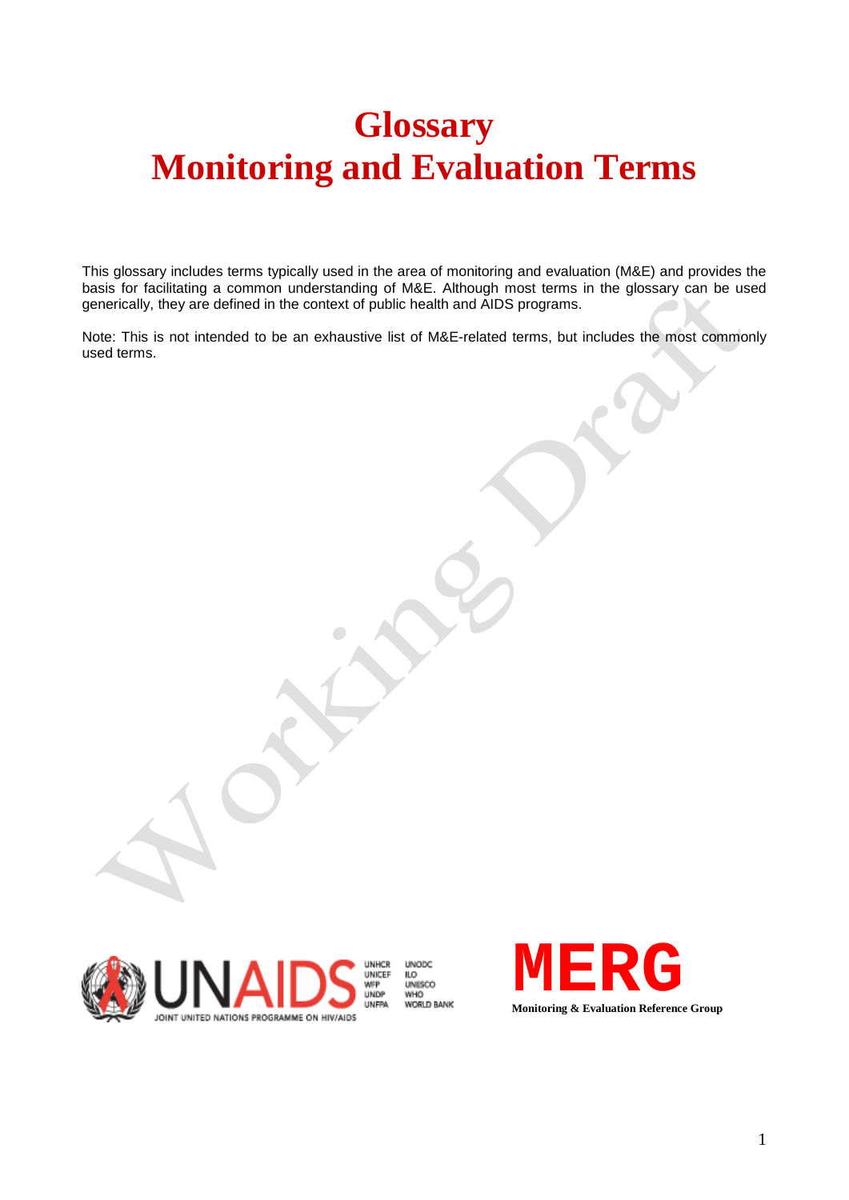# Glossary
# Monitoring and Evaluation Terms

This glossary includes terms typically used in the area of monitoring and evaluation (M&E) and provides the basis for facilitating a common understanding of M&E. Although most terms in the glossary can be used generically, they are defined in the context of public health and AIDS programs.

Note: This is not intended to be an exhaustive list of M&E-related terms, but includes the most commonly used terms.

UNAIDS
JOINT UNITED NATIONS PROGRAMME ON HIV/AIDS

UNHCR
UNICEF
WFP
UNDP
UNFPA
UNODC
ILO
UNESCO
WHO
WORLD BANK

MERG
Monitoring & Evaluation Reference Group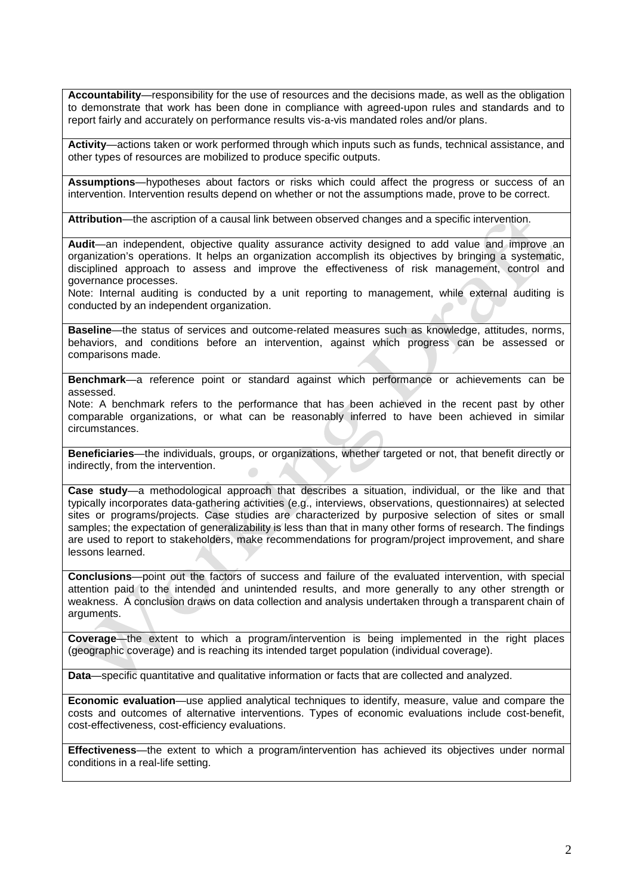**Accountability**—responsibility for the use of resources and the decisions made, as well as the obligation to demonstrate that work has been done in compliance with agreed-upon rules and standards and to report fairly and accurately on performance results vis-a-vis mandated roles and/or plans.

**Activity**—actions taken or work performed through which inputs such as funds, technical assistance, and other types of resources are mobilized to produce specific outputs.

**Assumptions**—hypotheses about factors or risks which could affect the progress or success of an intervention. Intervention results depend on whether or not the assumptions made, prove to be correct.

**Attribution**—the ascription of a causal link between observed changes and a specific intervention.

**Audit**—an independent, objective quality assurance activity designed to add value and improve an organization's operations. It helps an organization accomplish its objectives by bringing a systematic, disciplined approach to assess and improve the effectiveness of risk management, control and governance processes.
Note: Internal auditing is conducted by a unit reporting to management, while external auditing is conducted by an independent organization.

**Baseline**—the status of services and outcome-related measures such as knowledge, attitudes, norms, behaviors, and conditions before an intervention, against which progress can be assessed or comparisons made.

**Benchmark**—a reference point or standard against which performance or achievements can be assessed.
Note: A benchmark refers to the performance that has been achieved in the recent past by other comparable organizations, or what can be reasonably inferred to have been achieved in similar circumstances.

**Beneficiaries**—the individuals, groups, or organizations, whether targeted or not, that benefit directly or indirectly, from the intervention.

**Case study**—a methodological approach that describes a situation, individual, or the like and that typically incorporates data-gathering activities (e.g., interviews, observations, questionnaires) at selected sites or programs/projects. Case studies are characterized by purposive selection of sites or small samples; the expectation of generalizability is less than that in many other forms of research. The findings are used to report to stakeholders, make recommendations for program/project improvement, and share lessons learned.

**Conclusions**—point out the factors of success and failure of the evaluated intervention, with special attention paid to the intended and unintended results, and more generally to any other strength or weakness. A conclusion draws on data collection and analysis undertaken through a transparent chain of arguments.

**Coverage**—the extent to which a program/intervention is being implemented in the right places (geographic coverage) and is reaching its intended target population (individual coverage).

**Data**—specific quantitative and qualitative information or facts that are collected and analyzed.

**Economic evaluation**—use applied analytical techniques to identify, measure, value and compare the costs and outcomes of alternative interventions. Types of economic evaluations include cost-benefit, cost-effectiveness, cost-efficiency evaluations.

**Effectiveness**—the extent to which a program/intervention has achieved its objectives under normal conditions in a real-life setting.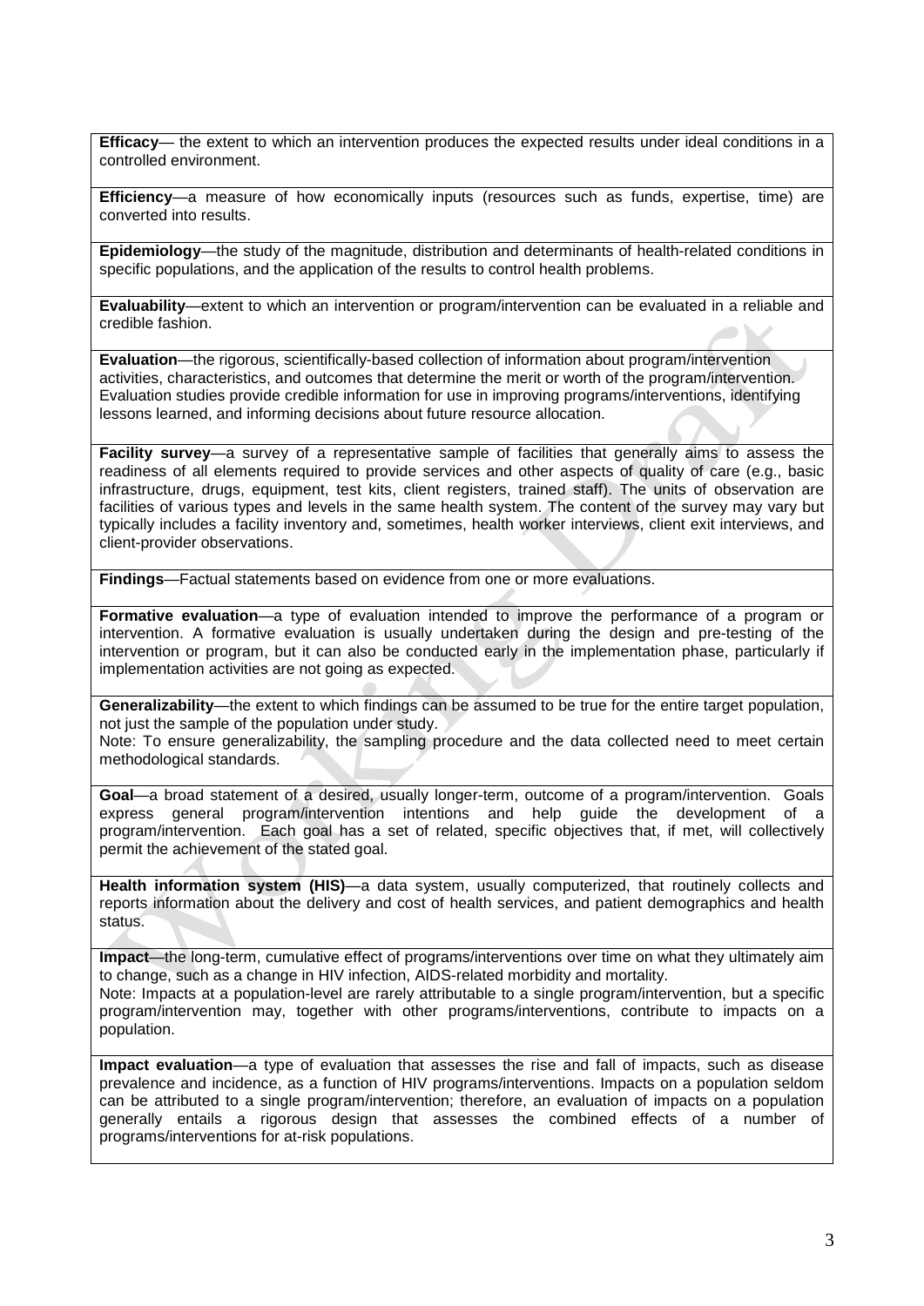**Efficacy**— the extent to which an intervention produces the expected results under ideal conditions in a controlled environment.

**Efficiency**—a measure of how economically inputs (resources such as funds, expertise, time) are converted into results.

**Epidemiology**—the study of the magnitude, distribution and determinants of health-related conditions in specific populations, and the application of the results to control health problems.

**Evaluability**—extent to which an intervention or program/intervention can be evaluated in a reliable and credible fashion.

**Evaluation**—the rigorous, scientifically-based collection of information about program/intervention activities, characteristics, and outcomes that determine the merit or worth of the program/intervention. Evaluation studies provide credible information for use in improving programs/interventions, identifying lessons learned, and informing decisions about future resource allocation.

**Facility survey**—a survey of a representative sample of facilities that generally aims to assess the readiness of all elements required to provide services and other aspects of quality of care (e.g., basic infrastructure, drugs, equipment, test kits, client registers, trained staff). The units of observation are facilities of various types and levels in the same health system. The content of the survey may vary but typically includes a facility inventory and, sometimes, health worker interviews, client exit interviews, and client-provider observations.

**Findings**—Factual statements based on evidence from one or more evaluations.

**Formative evaluation**—a type of evaluation intended to improve the performance of a program or intervention. A formative evaluation is usually undertaken during the design and pre-testing of the intervention or program, but it can also be conducted early in the implementation phase, particularly if implementation activities are not going as expected.

**Generalizability**—the extent to which findings can be assumed to be true for the entire target population, not just the sample of the population under study.
Note: To ensure generalizability, the sampling procedure and the data collected need to meet certain methodological standards.

**Goal**—a broad statement of a desired, usually longer-term, outcome of a program/intervention. Goals express general program/intervention intentions and help guide the development of a program/intervention. Each goal has a set of related, specific objectives that, if met, will collectively permit the achievement of the stated goal.

**Health information system (HIS)**—a data system, usually computerized, that routinely collects and reports information about the delivery and cost of health services, and patient demographics and health status.

**Impact**—the long-term, cumulative effect of programs/interventions over time on what they ultimately aim to change, such as a change in HIV infection, AIDS-related morbidity and mortality.
Note: Impacts at a population-level are rarely attributable to a single program/intervention, but a specific program/intervention may, together with other programs/interventions, contribute to impacts on a population.

**Impact evaluation**—a type of evaluation that assesses the rise and fall of impacts, such as disease prevalence and incidence, as a function of HIV programs/interventions. Impacts on a population seldom can be attributed to a single program/intervention; therefore, an evaluation of impacts on a population generally entails a rigorous design that assesses the combined effects of a number of programs/interventions for at-risk populations.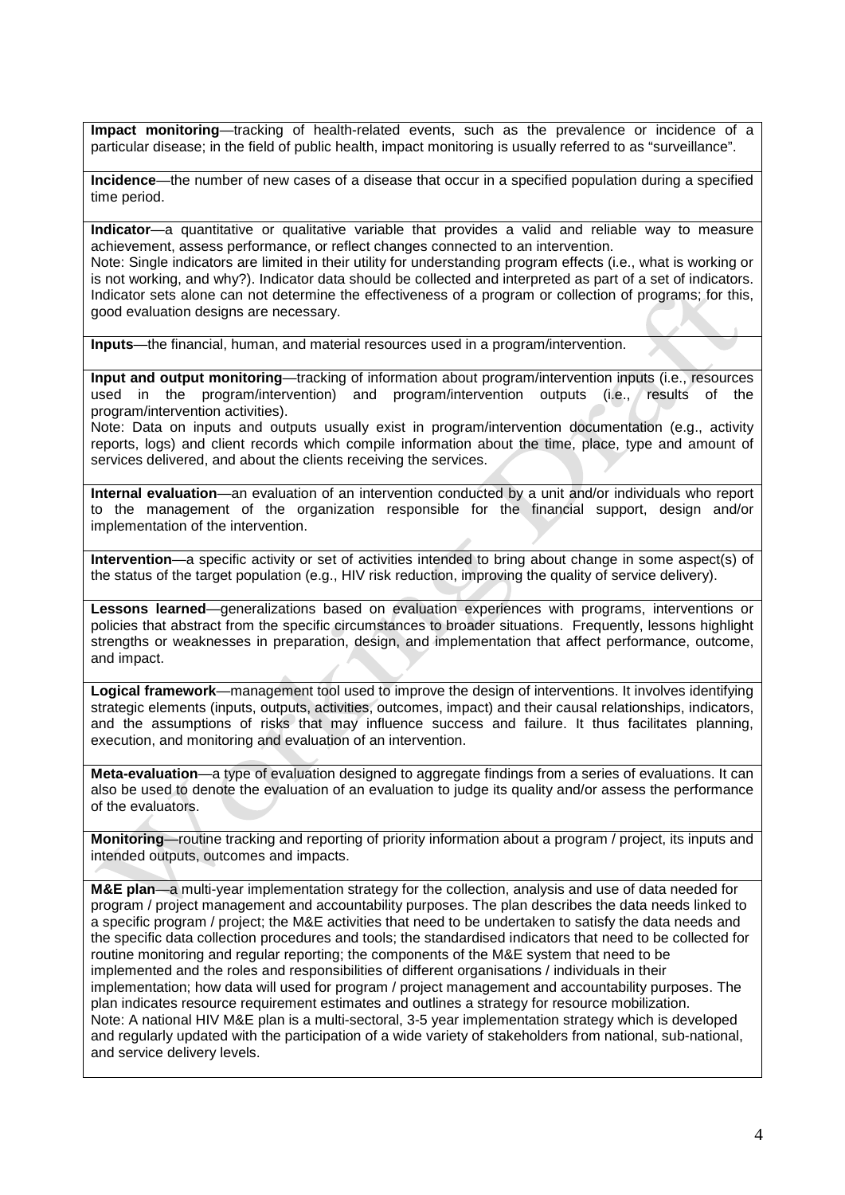**Impact monitoring**—tracking of health-related events, such as the prevalence or incidence of a particular disease; in the field of public health, impact monitoring is usually referred to as "surveillance".

**Incidence**—the number of new cases of a disease that occur in a specified population during a specified time period.

**Indicator**—a quantitative or qualitative variable that provides a valid and reliable way to measure achievement, assess performance, or reflect changes connected to an intervention.
Note: Single indicators are limited in their utility for understanding program effects (i.e., what is working or is not working, and why?). Indicator data should be collected and interpreted as part of a set of indicators. Indicator sets alone can not determine the effectiveness of a program or collection of programs; for this, good evaluation designs are necessary.

**Inputs**—the financial, human, and material resources used in a program/intervention.

**Input and output monitoring**—tracking of information about program/intervention inputs (i.e., resources used in the program/intervention) and program/intervention outputs (i.e., results of the program/intervention activities).
Note: Data on inputs and outputs usually exist in program/intervention documentation (e.g., activity reports, logs) and client records which compile information about the time, place, type and amount of services delivered, and about the clients receiving the services.

**Internal evaluation**—an evaluation of an intervention conducted by a unit and/or individuals who report to the management of the organization responsible for the financial support, design and/or implementation of the intervention.

**Intervention**—a specific activity or set of activities intended to bring about change in some aspect(s) of the status of the target population (e.g., HIV risk reduction, improving the quality of service delivery).

**Lessons learned**—generalizations based on evaluation experiences with programs, interventions or policies that abstract from the specific circumstances to broader situations. Frequently, lessons highlight strengths or weaknesses in preparation, design, and implementation that affect performance, outcome, and impact.

**Logical framework**—management tool used to improve the design of interventions. It involves identifying strategic elements (inputs, outputs, activities, outcomes, impact) and their causal relationships, indicators, and the assumptions of risks that may influence success and failure. It thus facilitates planning, execution, and monitoring and evaluation of an intervention.

**Meta-evaluation**—a type of evaluation designed to aggregate findings from a series of evaluations. It can also be used to denote the evaluation of an evaluation to judge its quality and/or assess the performance of the evaluators.

**Monitoring**—routine tracking and reporting of priority information about a program / project, its inputs and intended outputs, outcomes and impacts.

**M&E plan**—a multi-year implementation strategy for the collection, analysis and use of data needed for program / project management and accountability purposes. The plan describes the data needs linked to a specific program / project; the M&E activities that need to be undertaken to satisfy the data needs and the specific data collection procedures and tools; the standardised indicators that need to be collected for routine monitoring and regular reporting; the components of the M&E system that need to be implemented and the roles and responsibilities of different organisations / individuals in their implementation; how data will used for program / project management and accountability purposes. The plan indicates resource requirement estimates and outlines a strategy for resource mobilization.
Note: A national HIV M&E plan is a multi-sectoral, 3-5 year implementation strategy which is developed and regularly updated with the participation of a wide variety of stakeholders from national, sub-national, and service delivery levels.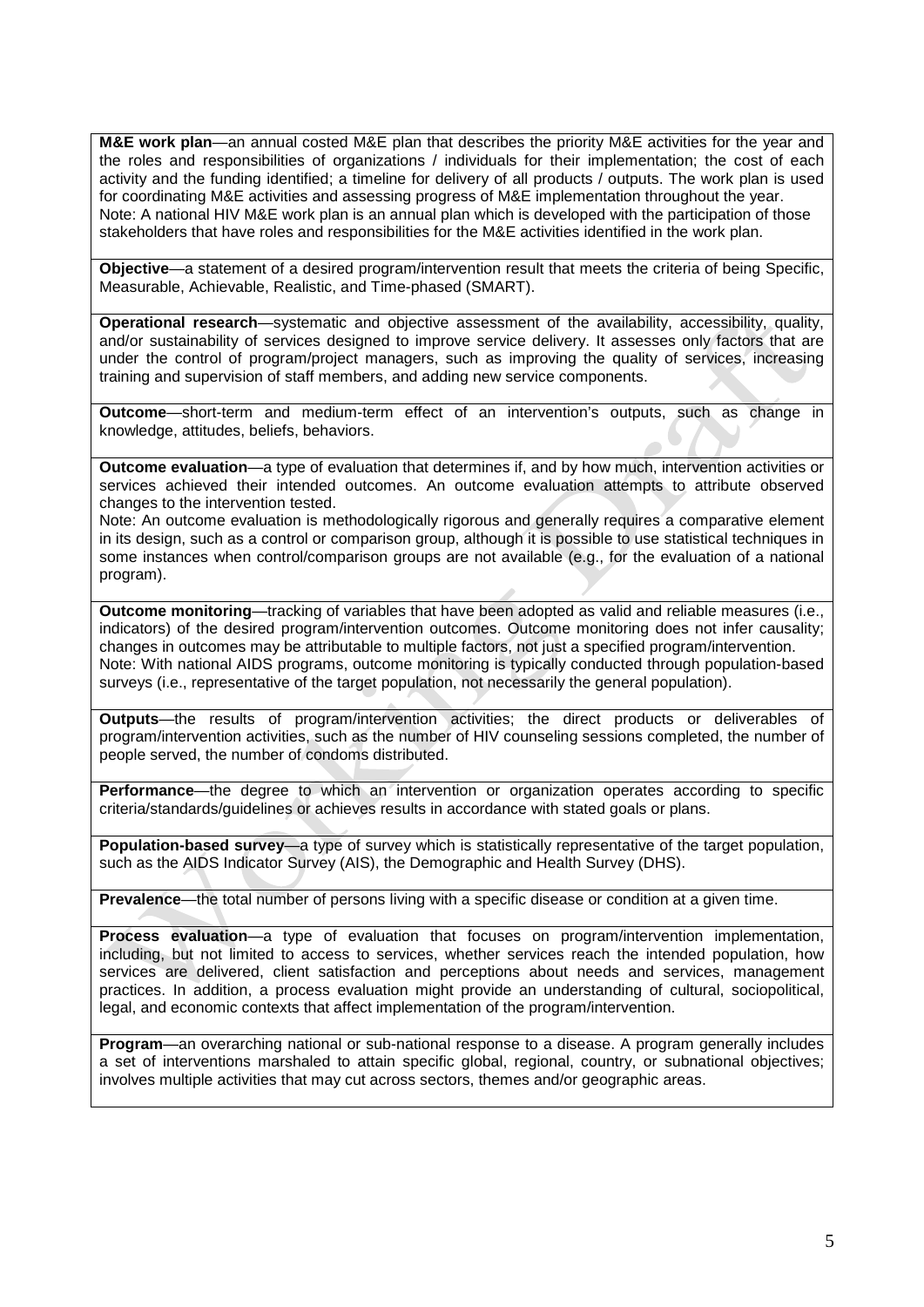**M&E work plan**—an annual costed M&E plan that describes the priority M&E activities for the year and the roles and responsibilities of organizations / individuals for their implementation; the cost of each activity and the funding identified; a timeline for delivery of all products / outputs. The work plan is used for coordinating M&E activities and assessing progress of M&E implementation throughout the year.
Note: A national HIV M&E work plan is an annual plan which is developed with the participation of those stakeholders that have roles and responsibilities for the M&E activities identified in the work plan.

**Objective**—a statement of a desired program/intervention result that meets the criteria of being Specific, Measurable, Achievable, Realistic, and Time-phased (SMART).

**Operational research**—systematic and objective assessment of the availability, accessibility, quality, and/or sustainability of services designed to improve service delivery. It assesses only factors that are under the control of program/project managers, such as improving the quality of services, increasing training and supervision of staff members, and adding new service components.

**Outcome**—short-term and medium-term effect of an intervention's outputs, such as change in knowledge, attitudes, beliefs, behaviors.

**Outcome evaluation**—a type of evaluation that determines if, and by how much, intervention activities or services achieved their intended outcomes. An outcome evaluation attempts to attribute observed changes to the intervention tested.
Note: An outcome evaluation is methodologically rigorous and generally requires a comparative element in its design, such as a control or comparison group, although it is possible to use statistical techniques in some instances when control/comparison groups are not available (e.g., for the evaluation of a national program).

**Outcome monitoring**—tracking of variables that have been adopted as valid and reliable measures (i.e., indicators) of the desired program/intervention outcomes. Outcome monitoring does not infer causality; changes in outcomes may be attributable to multiple factors, not just a specified program/intervention.
Note: With national AIDS programs, outcome monitoring is typically conducted through population-based surveys (i.e., representative of the target population, not necessarily the general population).

**Outputs**—the results of program/intervention activities; the direct products or deliverables of program/intervention activities, such as the number of HIV counseling sessions completed, the number of people served, the number of condoms distributed.

**Performance**—the degree to which an intervention or organization operates according to specific criteria/standards/guidelines or achieves results in accordance with stated goals or plans.

**Population-based survey**—a type of survey which is statistically representative of the target population, such as the AIDS Indicator Survey (AIS), the Demographic and Health Survey (DHS).

**Prevalence**—the total number of persons living with a specific disease or condition at a given time.

**Process evaluation**—a type of evaluation that focuses on program/intervention implementation, including, but not limited to access to services, whether services reach the intended population, how services are delivered, client satisfaction and perceptions about needs and services, management practices. In addition, a process evaluation might provide an understanding of cultural, sociopolitical, legal, and economic contexts that affect implementation of the program/intervention.

**Program**—an overarching national or sub-national response to a disease. A program generally includes a set of interventions marshaled to attain specific global, regional, country, or subnational objectives; involves multiple activities that may cut across sectors, themes and/or geographic areas.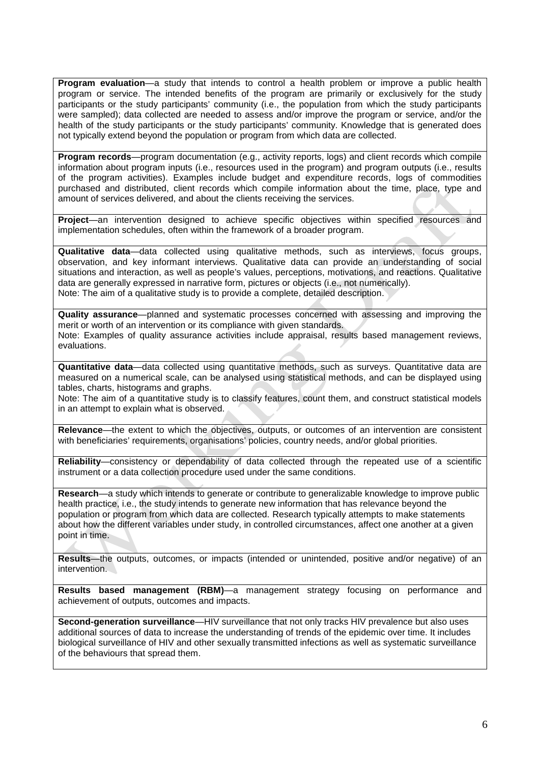**Program evaluation**—a study that intends to control a health problem or improve a public health program or service. The intended benefits of the program are primarily or exclusively for the study participants or the study participants' community (i.e., the population from which the study participants were sampled); data collected are needed to assess and/or improve the program or service, and/or the health of the study participants or the study participants' community. Knowledge that is generated does not typically extend beyond the population or program from which data are collected.

**Program records**—program documentation (e.g., activity reports, logs) and client records which compile information about program inputs (i.e., resources used in the program) and program outputs (i.e., results of the program activities). Examples include budget and expenditure records, logs of commodities purchased and distributed, client records which compile information about the time, place, type and amount of services delivered, and about the clients receiving the services.

**Project**—an intervention designed to achieve specific objectives within specified resources and implementation schedules, often within the framework of a broader program.

**Qualitative data**—data collected using qualitative methods, such as interviews, focus groups, observation, and key informant interviews. Qualitative data can provide an understanding of social situations and interaction, as well as people's values, perceptions, motivations, and reactions. Qualitative data are generally expressed in narrative form, pictures or objects (i.e., not numerically).
Note: The aim of a qualitative study is to provide a complete, detailed description.

**Quality assurance**—planned and systematic processes concerned with assessing and improving the merit or worth of an intervention or its compliance with given standards.
Note: Examples of quality assurance activities include appraisal, results based management reviews, evaluations.

**Quantitative data**—data collected using quantitative methods, such as surveys. Quantitative data are measured on a numerical scale, can be analysed using statistical methods, and can be displayed using tables, charts, histograms and graphs.
Note: The aim of a quantitative study is to classify features, count them, and construct statistical models in an attempt to explain what is observed.

**Relevance**—the extent to which the objectives, outputs, or outcomes of an intervention are consistent with beneficiaries' requirements, organisations' policies, country needs, and/or global priorities.

**Reliability**—consistency or dependability of data collected through the repeated use of a scientific instrument or a data collection procedure used under the same conditions.

**Research**—a study which intends to generate or contribute to generalizable knowledge to improve public health practice, i.e., the study intends to generate new information that has relevance beyond the population or program from which data are collected. Research typically attempts to make statements about how the different variables under study, in controlled circumstances, affect one another at a given point in time.

**Results**—the outputs, outcomes, or impacts (intended or unintended, positive and/or negative) of an intervention.

**Results based management (RBM)**—a management strategy focusing on performance and achievement of outputs, outcomes and impacts.

**Second-generation surveillance**—HIV surveillance that not only tracks HIV prevalence but also uses additional sources of data to increase the understanding of trends of the epidemic over time. It includes biological surveillance of HIV and other sexually transmitted infections as well as systematic surveillance of the behaviours that spread them.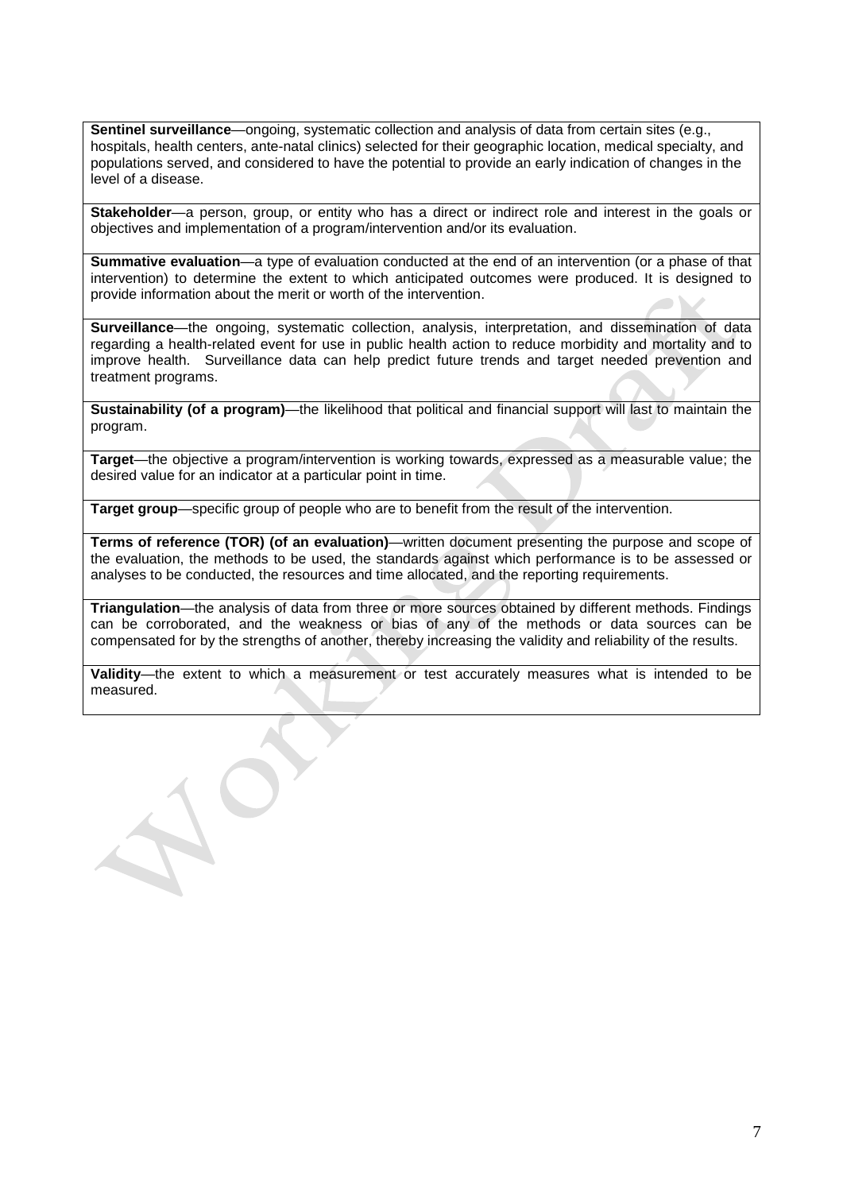**Sentinel surveillance**—ongoing, systematic collection and analysis of data from certain sites (e.g., hospitals, health centers, ante-natal clinics) selected for their geographic location, medical specialty, and populations served, and considered to have the potential to provide an early indication of changes in the level of a disease.

**Stakeholder**—a person, group, or entity who has a direct or indirect role and interest in the goals or objectives and implementation of a program/intervention and/or its evaluation.

**Summative evaluation**—a type of evaluation conducted at the end of an intervention (or a phase of that intervention) to determine the extent to which anticipated outcomes were produced. It is designed to provide information about the merit or worth of the intervention.

**Surveillance**—the ongoing, systematic collection, analysis, interpretation, and dissemination of data regarding a health-related event for use in public health action to reduce morbidity and mortality and to improve health. Surveillance data can help predict future trends and target needed prevention and treatment programs.

**Sustainability (of a program)**—the likelihood that political and financial support will last to maintain the program.

**Target**—the objective a program/intervention is working towards, expressed as a measurable value; the desired value for an indicator at a particular point in time.

**Target group**—specific group of people who are to benefit from the result of the intervention.

**Terms of reference (TOR) (of an evaluation)**—written document presenting the purpose and scope of the evaluation, the methods to be used, the standards against which performance is to be assessed or analyses to be conducted, the resources and time allocated, and the reporting requirements.

**Triangulation**—the analysis of data from three or more sources obtained by different methods. Findings can be corroborated, and the weakness or bias of any of the methods or data sources can be compensated for by the strengths of another, thereby increasing the validity and reliability of the results.

**Validity**—the extent to which a measurement or test accurately measures what is intended to be measured.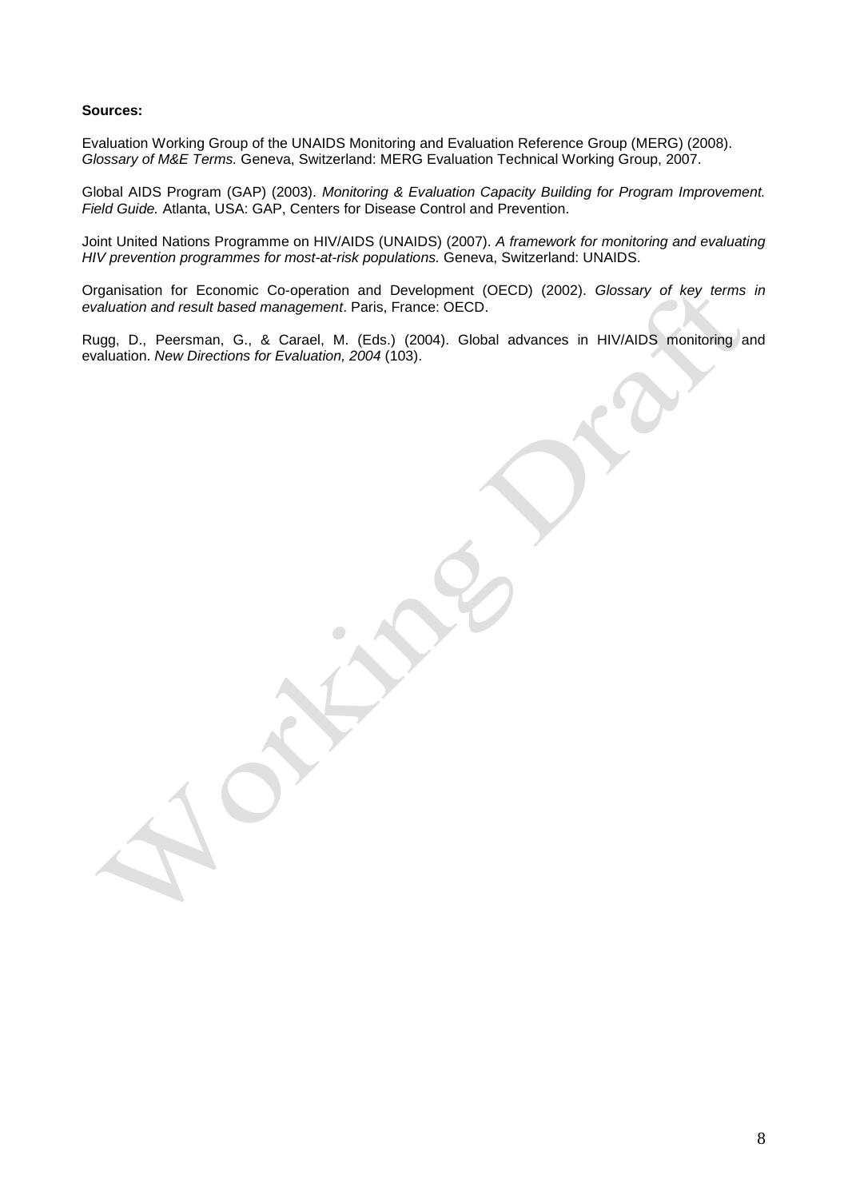**Sources:**

Evaluation Working Group of the UNAIDS Monitoring and Evaluation Reference Group (MERG) (2008). *Glossary of M&E Terms.* Geneva, Switzerland: MERG Evaluation Technical Working Group, 2007.

Global AIDS Program (GAP) (2003). *Monitoring & Evaluation Capacity Building for Program Improvement. Field Guide.* Atlanta, USA: GAP, Centers for Disease Control and Prevention.

Joint United Nations Programme on HIV/AIDS (UNAIDS) (2007). *A framework for monitoring and evaluating HIV prevention programmes for most-at-risk populations.* Geneva, Switzerland: UNAIDS.

Organisation for Economic Co-operation and Development (OECD) (2002). *Glossary of key terms in evaluation and result based management*. Paris, France: OECD.

Rugg, D., Peersman, G., & Carael, M. (Eds.) (2004). Global advances in HIV/AIDS monitoring and evaluation. *New Directions for Evaluation, 2004* (103).